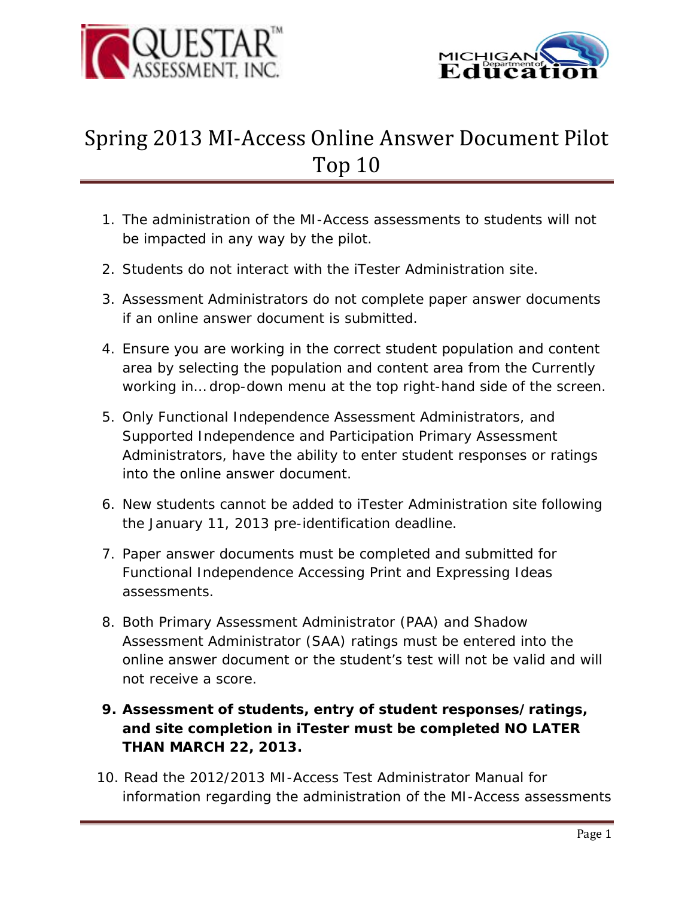# Spring 2013 MI-Access Online Answer Document Pilot Top 10

1. The administration of the MI-Access assessments to students will not be impacted in any way by the pilot.
2. Students do not interact with the iTester Administration site.
3. Assessment Administrators do not complete paper answer documents if an online answer document is submitted.
4. Ensure you are working in the correct student population and content area by selecting the population and content area from the Currently working in… drop-down menu at the top right-hand side of the screen.
5. Only Functional Independence Assessment Administrators, and Supported Independence and Participation Primary Assessment Administrators, have the ability to enter student responses or ratings into the online answer document.
6. New students cannot be added to iTester Administration site following the January 11, 2013 pre-identification deadline.
7. Paper answer documents must be completed and submitted for Functional Independence Accessing Print and Expressing Ideas assessments.
8. Both Primary Assessment Administrator (PAA) and Shadow Assessment Administrator (SAA) ratings must be entered into the online answer document or the student's test will not be valid and will not receive a score.
9. **Assessment of students, entry of student responses/ratings, and site completion in iTester must be completed NO LATER THAN MARCH 22, 2013.**
10. Read the 2012/2013 MI-Access Test Administrator Manual for information regarding the administration of the MI-Access assessments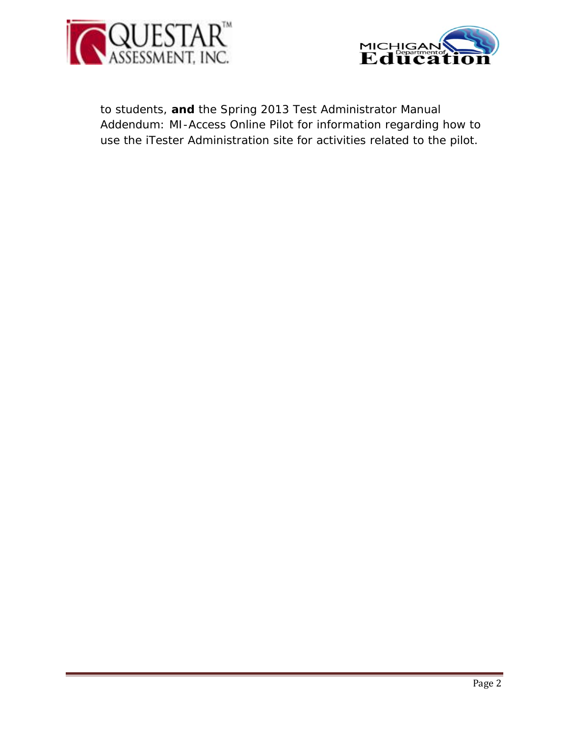to students, **and** the Spring 2013 Test Administrator Manual Addendum: MI-Access Online Pilot for information regarding how to use the iTester Administration site for activities related to the pilot.